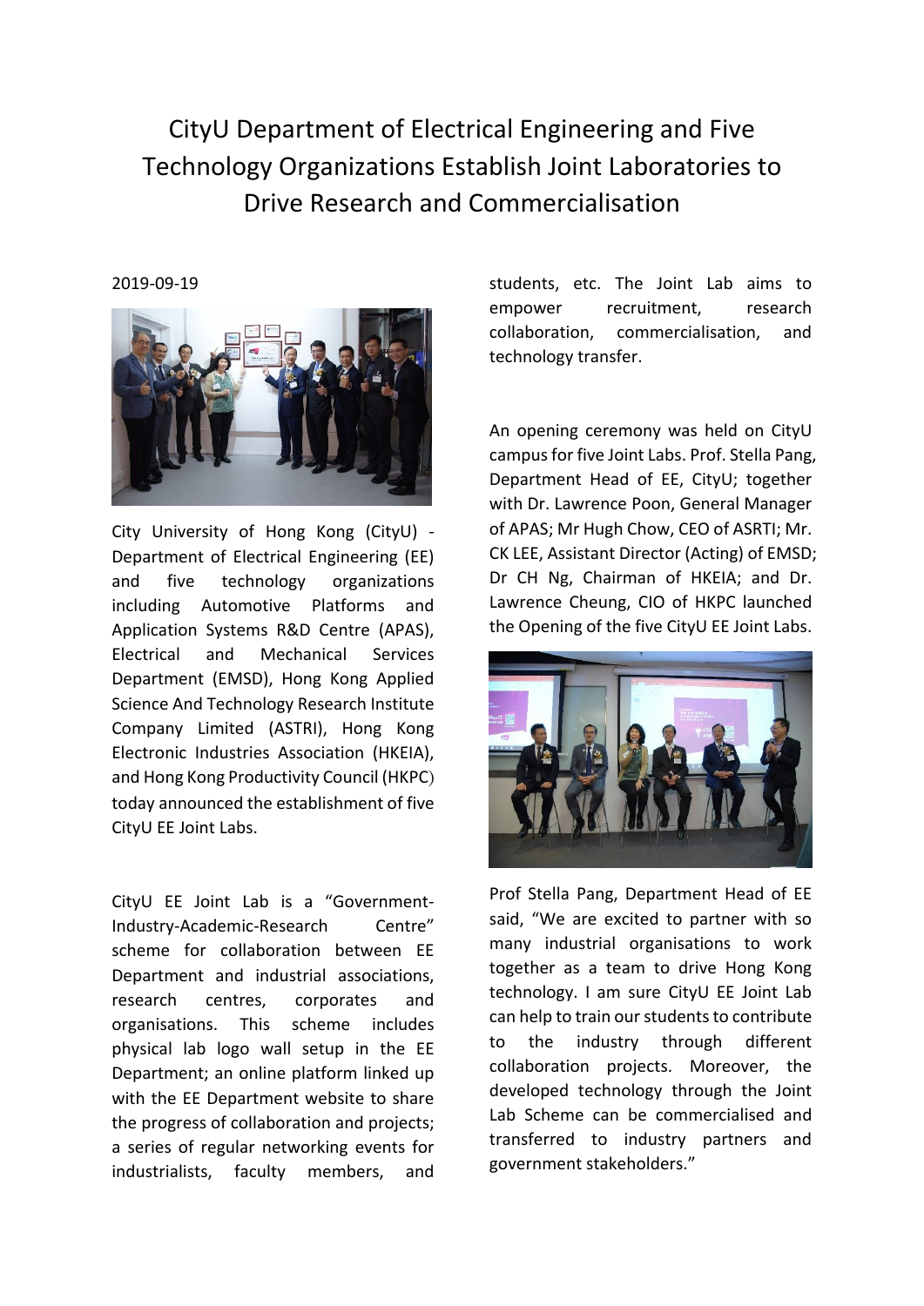# CityU Department of Electrical Engineering and Five Technology Organizations Establish Joint Laboratories to Drive Research and Commercialisation

2019-09-19

City University of Hong Kong (CityU) - Department of Electrical Engineering (EE) and five technology organizations including Automotive Platforms and Application Systems R&D Centre (APAS), Electrical and Mechanical Services Department (EMSD), Hong Kong Applied Science And Technology Research Institute Company Limited (ASTRI), Hong Kong Electronic Industries Association (HKEIA), and Hong Kong Productivity Council (HKPC) today announced the establishment of five CityU EE Joint Labs.

CityU EE Joint Lab is a "Government-Industry-Academic-Research Centre" scheme for collaboration between EE Department and industrial associations, research centres, corporates and organisations. This scheme includes physical lab logo wall setup in the EE Department; an online platform linked up with the EE Department website to share the progress of collaboration and projects; a series of regular networking events for industrialists, faculty members, and students, etc. The Joint Lab aims to empower recruitment, research collaboration, commercialisation, and technology transfer.

An opening ceremony was held on CityU campus for five Joint Labs. Prof. Stella Pang, Department Head of EE, CityU; together with Dr. Lawrence Poon, General Manager of APAS; Mr Hugh Chow, CEO of ASRTI; Mr. CK LEE, Assistant Director (Acting) of EMSD; Dr CH Ng, Chairman of HKEIA; and Dr. Lawrence Cheung, CIO of HKPC launched the Opening of the five CityU EE Joint Labs.

Prof Stella Pang, Department Head of EE said, "We are excited to partner with so many industrial organisations to work together as a team to drive Hong Kong technology. I am sure CityU EE Joint Lab can help to train our students to contribute to the industry through different collaboration projects. Moreover, the developed technology through the Joint Lab Scheme can be commercialised and transferred to industry partners and government stakeholders."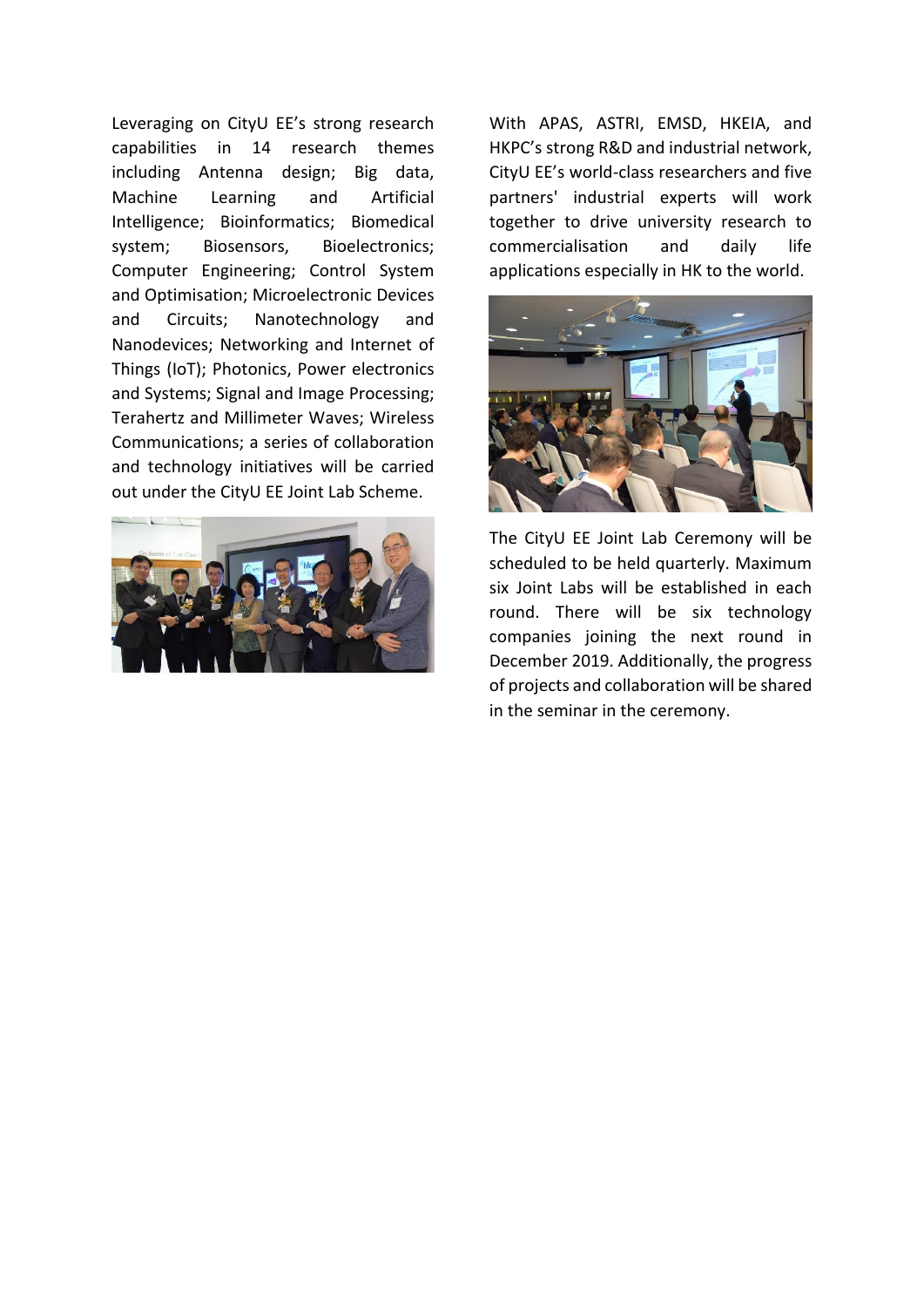Leveraging on CityU EE's strong research capabilities in 14 research themes including Antenna design; Big data, Machine Learning and Artificial Intelligence; Bioinformatics; Biomedical system; Biosensors, Bioelectronics; Computer Engineering; Control System and Optimisation; Microelectronic Devices and Circuits; Nanotechnology and Nanodevices; Networking and Internet of Things (IoT); Photonics, Power electronics and Systems; Signal and Image Processing; Terahertz and Millimeter Waves; Wireless Communications; a series of collaboration and technology initiatives will be carried out under the CityU EE Joint Lab Scheme.

With APAS, ASTRI, EMSD, HKEIA, and HKPC's strong R&D and industrial network, CityU EE's world-class researchers and five partners' industrial experts will work together to drive university research to commercialisation and daily life applications especially in HK to the world.

The CityU EE Joint Lab Ceremony will be scheduled to be held quarterly. Maximum six Joint Labs will be established in each round. There will be six technology companies joining the next round in December 2019. Additionally, the progress of projects and collaboration will be shared in the seminar in the ceremony.